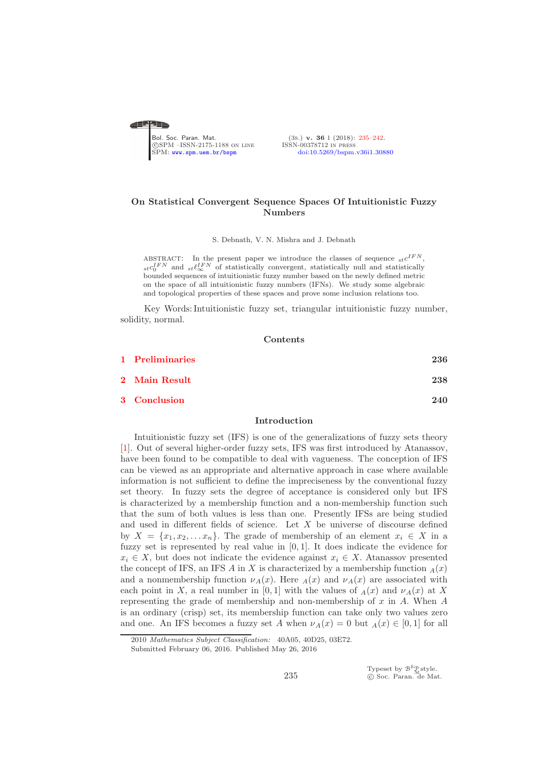# On Statistical Convergent Sequence Spaces Of Intuitionistic Fuzzy Numbers

S. Debnath, V. N. Mishra and J. Debnath

ABSTRACT: In the present paper we introduce the classes of sequence ${}_{st}c^{IFN}$, ${}_{st}c_0^{IFN}$ and ${}_{st}\ell_\infty^{IFN}$ of statistically convergent, statistically null and statistically bounded sequences of intuitionistic fuzzy number based on the newly defined metric on the space of all intuitionistic fuzzy numbers (IFNs). We study some algebraic and topological properties of these spaces and prove some inclusion relations too.

Key Words: Intuitionistic fuzzy set, triangular intuitionistic fuzzy number, solidity, normal.

## Contents

| | |
|---|---|
| 1 Preliminaries | 236 |
| 2 Main Result | 238 |
| 3 Conclusion | 240 |

## Introduction

Intuitionistic fuzzy set (IFS) is one of the generalizations of fuzzy sets theory [1]. Out of several higher-order fuzzy sets, IFS was first introduced by Atanassov, have been found to be compatible to deal with vagueness. The conception of IFS can be viewed as an appropriate and alternative approach in case where available information is not sufficient to define the impreciseness by the conventional fuzzy set theory. In fuzzy sets the degree of acceptance is considered only but IFS is characterized by a membership function and a non-membership function such that the sum of both values is less than one. Presently IFSs are being studied and used in different fields of science. Let $X$ be universe of discourse defined by $X = \{x_1, x_2, \ldots x_n\}$. The grade of membership of an element $x_i \in X$ in a fuzzy set is represented by real value in $[0, 1]$. It does indicate the evidence for $x_i \in X$, but does not indicate the evidence against $x_i \in X$. Atanassov presented the concept of IFS, an IFS $A$ in $X$ is characterized by a membership function ${}_A(x)$ and a nonmembership function $\nu_A(x)$. Here ${}_A(x)$ and $\nu_A(x)$ are associated with each point in $X$, a real number in $[0, 1]$ with the values of ${}_A(x)$ and $\nu_A(x)$ at $X$ representing the grade of membership and non-membership of $x$ in $A$. When $A$ is an ordinary (crisp) set, its membership function can take only two values zero and one. An IFS becomes a fuzzy set $A$ when $\nu_A(x) = 0$ but ${}_A(x) \in [0, 1]$ for all

---

2010 *Mathematics Subject Classification:* 40A05, 40D25, 03E72.

Submitted February 06, 2016. Published May 26, 2016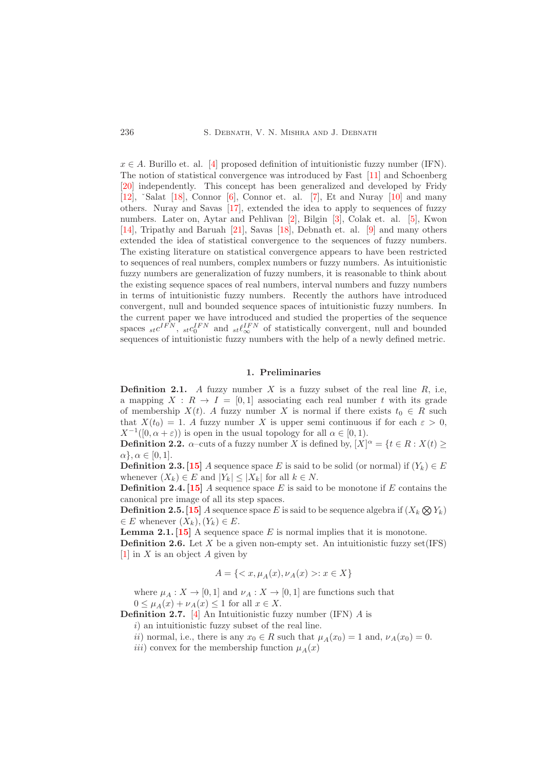$x \in A$. Burillo et. al. [4] proposed definition of intuitionistic fuzzy number (IFN). The notion of statistical convergence was introduced by Fast [11] and Schoenberg [20] independently. This concept has been generalized and developed by Fridy [12], ˇSalat [18], Connor [6], Connor et. al. [7], Et and Nuray [10] and many others. Nuray and Savas [17], extended the idea to apply to sequences of fuzzy numbers. Later on, Aytar and Pehlivan [2], Bilgin [3], Colak et. al. [5], Kwon [14], Tripathy and Baruah [21], Savas [18], Debnath et. al. [9] and many others extended the idea of statistical convergence to the sequences of fuzzy numbers. The existing literature on statistical convergence appears to have been restricted to sequences of real numbers, complex numbers or fuzzy numbers. As intuitionistic fuzzy numbers are generalization of fuzzy numbers, it is reasonable to think about the existing sequence spaces of real numbers, interval numbers and fuzzy numbers in terms of intuitionistic fuzzy numbers. Recently the authors have introduced convergent, null and bounded sequence spaces of intuitionistic fuzzy numbers. In the current paper we have introduced and studied the properties of the sequence spaces ${}_{st}c^{IFN}$, ${}_{st}c_0^{IFN}$ and ${}_{st}\ell_\infty^{IFN}$ of statistically convergent, null and bounded sequences of intuitionistic fuzzy numbers with the help of a newly defined metric.

## 1. Preliminaries

**Definition 2.1.** *A fuzzy number $X$ is a fuzzy subset of the real line $R$, i.e, a mapping $X : R \to I = [0,1]$ associating each real number $t$ with its grade of membership $X(t)$. A fuzzy number $X$ is normal if there exists $t_0 \in R$ such that $X(t_0) = 1$. A fuzzy number $X$ is upper semi continuous if for each $\varepsilon > 0$, $X^{-1}([0, \alpha + \varepsilon))$ is open in the usual topology for all $\alpha \in [0,1)$.*

**Definition 2.2.** *$\alpha$–cuts of a fuzzy number $X$ is defined by, $[X]^\alpha = \{t \in R : X(t) \geq \alpha\}, \alpha \in [0,1]$.*

**Definition 2.3.** [15] *A sequence space $E$ is said to be solid (or normal) if $(Y_k) \in E$ whenever $(X_k) \in E$ and $|Y_k| \leq |X_k|$ for all $k \in N$.*

**Definition 2.4.** [15] *A sequence space $E$ is said to be monotone if $E$ contains the canonical pre image of all its step spaces.*

**Definition 2.5.** [15] *A sequence space $E$ is said to be sequence algebra if $(X_k \bigotimes Y_k) \in E$ whenever $(X_k), (Y_k) \in E$.*

**Lemma 2.1.** [15] A sequence space $E$ is normal implies that it is monotone.

**Definition 2.6.** Let $X$ be a given non-empty set. An intuitionistic fuzzy set(IFS) [1] in $X$ is an object $A$ given by

$$A = \{< x, \mu_A(x), \nu_A(x) >: x \in X\}$$

where $\mu_A : X \to [0,1]$ and $\nu_A : X \to [0,1]$ are functions such that $0 \leq \mu_A(x) + \nu_A(x) \leq 1$ for all $x \in X$.

**Definition 2.7.** [4] An Intuitionistic fuzzy number (IFN) $A$ is

*i)* an intuitionistic fuzzy subset of the real line.

*ii)* normal, i.e., there is any $x_0 \in R$ such that $\mu_A(x_0) = 1$ and, $\nu_A(x_0) = 0$.

*iii)* convex for the membership function $\mu_A(x)$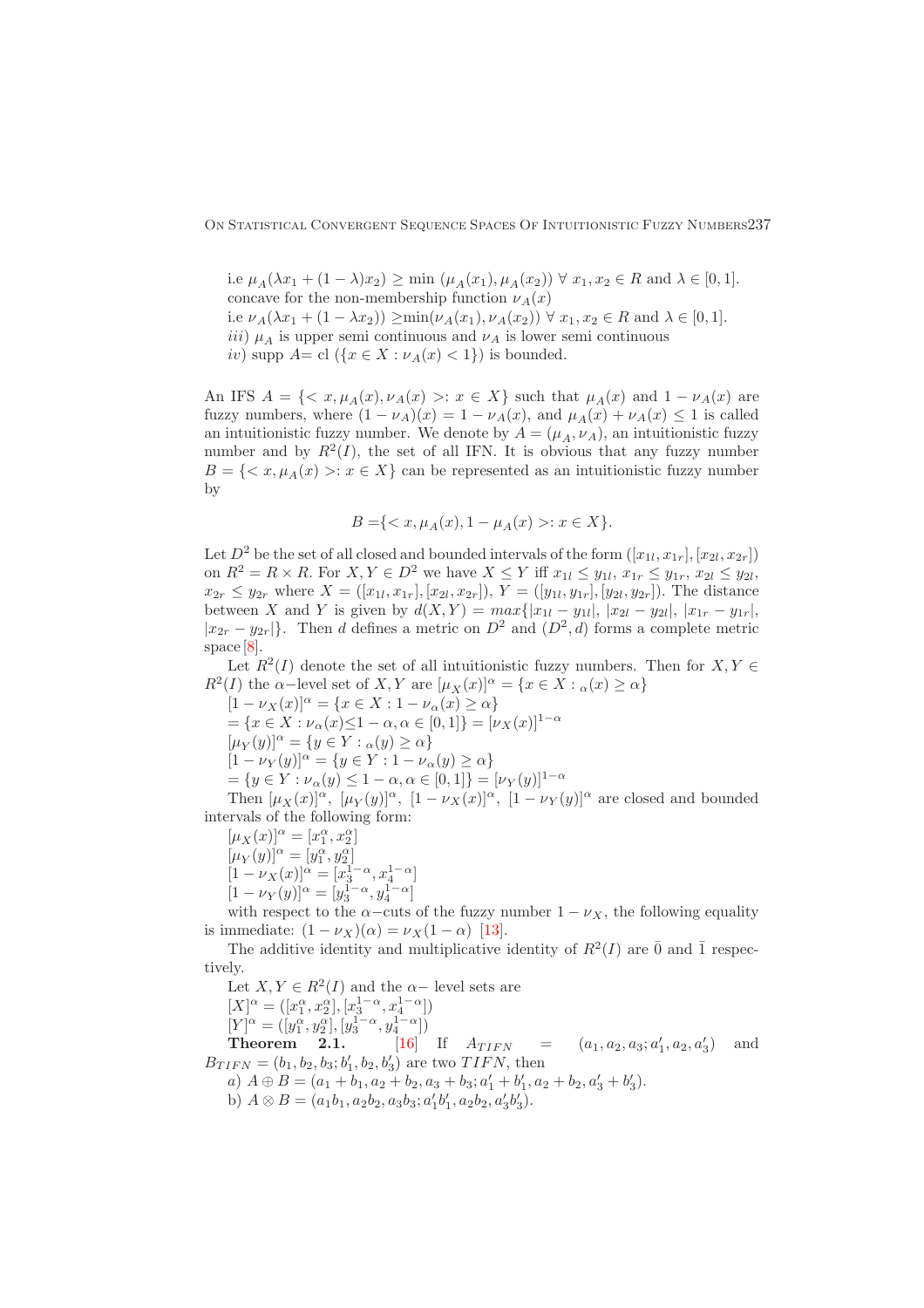i.e $\mu_A(\lambda x_1 + (1-\lambda)x_2) \geq \min\ (\mu_A(x_1), \mu_A(x_2))\ \forall\ x_1, x_2 \in R$ and $\lambda \in [0,1]$.
concave for the non-membership function $\nu_A(x)$
i.e $\nu_A(\lambda x_1 + (1-\lambda x_2)) \geq \min(\nu_A(x_1), \nu_A(x_2))\ \forall\ x_1, x_2 \in R$ and $\lambda \in [0,1]$.
*iii)* $\mu_A$ is upper semi continuous and $\nu_A$ is lower semi continuous
*iv)* supp A= cl $(\{x \in X : \nu_A(x) < 1\})$ is bounded.

An IFS $A = \{< x, \mu_A(x), \nu_A(x) >: x \in X\}$ such that $\mu_A(x)$ and $1 - \nu_A(x)$ are fuzzy numbers, where $(1-\nu_A)(x) = 1 - \nu_A(x)$, and $\mu_A(x) + \nu_A(x) \leq 1$ is called an intuitionistic fuzzy number. We denote by $A = (\mu_A, \nu_A)$, an intuitionistic fuzzy number and by $R^2(I)$, the set of all IFN. It is obvious that any fuzzy number $B = \{< x, \mu_A(x) >: x \in X\}$ can be represented as an intuitionistic fuzzy number by

$$B = \{< x, \mu_A(x), 1 - \mu_A(x) >: x \in X\}.$$

Let $D^2$ be the set of all closed and bounded intervals of the form $([x_{1l}, x_{1r}], [x_{2l}, x_{2r}])$ on $R^2 = R \times R$. For $X, Y \in D^2$ we have $X \leq Y$ iff $x_{1l} \leq y_{1l}$, $x_{1r} \leq y_{1r}$, $x_{2l} \leq y_{2l}$, $x_{2r} \leq y_{2r}$ where $X = ([x_{1l}, x_{1r}], [x_{2l}, x_{2r}])$, $Y = ([y_{1l}, y_{1r}], [y_{2l}, y_{2r}])$. The distance between $X$ and $Y$ is given by $d(X,Y) = max\{|x_{1l} - y_{1l}|, |x_{2l} - y_{2l}|, |x_{1r} - y_{1r}|, |x_{2r} - y_{2r}|\}$. Then $d$ defines a metric on $D^2$ and $(D^2, d)$ forms a complete metric space [8].

Let $R^2(I)$ denote the set of all intuitionistic fuzzy numbers. Then for $X, Y \in R^2(I)$ the $\alpha-$level set of $X, Y$ are $[\mu_X(x)]^\alpha = \{x \in X : {}_\alpha(x) \geq \alpha\}$
$[1 - \nu_X(x)]^\alpha = \{x \in X : 1 - \nu_\alpha(x) \geq \alpha\}$
$= \{x \in X : \nu_\alpha(x) \leq 1 - \alpha, \alpha \in [0,1]\} = [\nu_X(x)]^{1-\alpha}$
$[\mu_Y(y)]^\alpha = \{y \in Y : {}_\alpha(y) \geq \alpha\}$
$[1 - \nu_Y(y)]^\alpha = \{y \in Y : 1 - \nu_\alpha(y) \geq \alpha\}$
$= \{y \in Y : \nu_\alpha(y) \leq 1 - \alpha, \alpha \in [0,1]\} = [\nu_Y(y)]^{1-\alpha}$

Then $[\mu_X(x)]^\alpha$, $[\mu_Y(y)]^\alpha$, $[1 - \nu_X(x)]^\alpha$, $[1 - \nu_Y(y)]^\alpha$ are closed and bounded intervals of the following form:
$[\mu_X(x)]^\alpha = [x_1^\alpha, x_2^\alpha]$
$[\mu_Y(y)]^\alpha = [y_1^\alpha, y_2^\alpha]$
$[1 - \nu_X(x)]^\alpha = [x_3^{1-\alpha}, x_4^{1-\alpha}]$
$[1 - \nu_Y(y)]^\alpha = [y_3^{1-\alpha}, y_4^{1-\alpha}]$
with respect to the $\alpha-$cuts of the fuzzy number $1 - \nu_X$, the following equality is immediate: $(1 - \nu_X)(\alpha) = \nu_X(1 - \alpha)$ [13].

The additive identity and multiplicative identity of $R^2(I)$ are $\bar{0}$ and $\bar{1}$ respectively.

Let $X, Y \in R^2(I)$ and the $\alpha-$ level sets are
$[X]^\alpha = ([x_1^\alpha, x_2^\alpha], [x_3^{1-\alpha}, x_4^{1-\alpha}])$
$[Y]^\alpha = ([y_1^\alpha, y_2^\alpha], [y_3^{1-\alpha}, y_4^{1-\alpha}])$

**Theorem 2.1.** [16] If $A_{TIFN} = (a_1, a_2, a_3; a_1', a_2, a_3')$ and $B_{TIFN} = (b_1, b_2, b_3; b_1', b_2, b_3')$ are two $TIFN$, then

*a)* $A \oplus B = (a_1 + b_1, a_2 + b_2, a_3 + b_3; a_1' + b_1', a_2 + b_2, a_3' + b_3')$.

b) $A \otimes B = (a_1 b_1, a_2 b_2, a_3 b_3; a_1' b_1', a_2 b_2, a_3' b_3')$.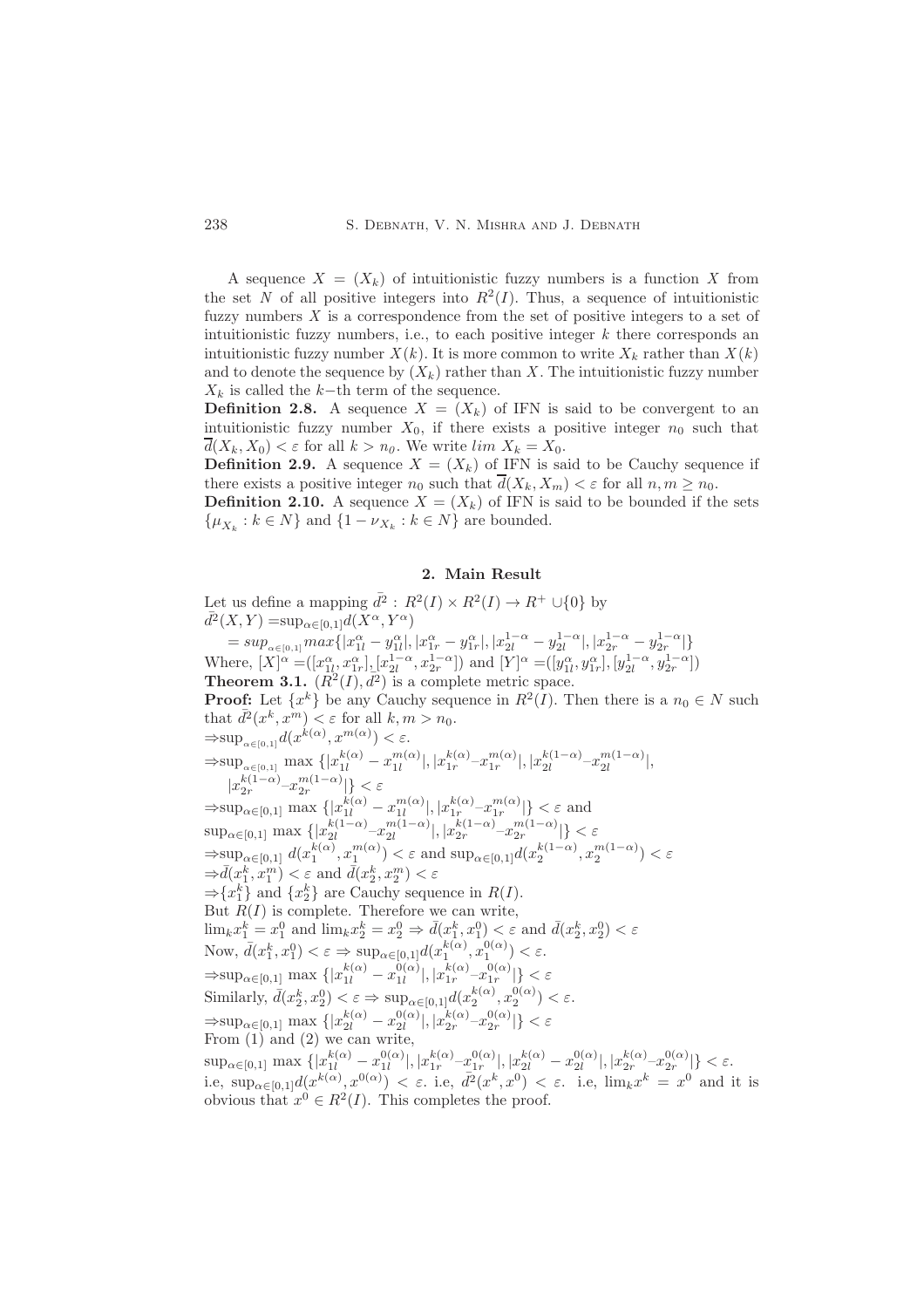A sequence $X = (X_k)$ of intuitionistic fuzzy numbers is a function $X$ from the set $N$ of all positive integers into $R^2(I)$. Thus, a sequence of intuitionistic fuzzy numbers $X$ is a correspondence from the set of positive integers to a set of intuitionistic fuzzy numbers, i.e., to each positive integer $k$ there corresponds an intuitionistic fuzzy number $X(k)$. It is more common to write $X_k$ rather than $X(k)$ and to denote the sequence by $(X_k)$ rather than $X$. The intuitionistic fuzzy number $X_k$ is called the $k-$th term of the sequence.

**Definition 2.8.** A sequence $X = (X_k)$ of IFN is said to be convergent to an intuitionistic fuzzy number $X_0$, if there exists a positive integer $n_0$ such that $\overline{d}(X_k, X_0) < \varepsilon$ for all $k > n_0$. We write $lim\ X_k = X_0$.

**Definition 2.9.** A sequence $X = (X_k)$ of IFN is said to be Cauchy sequence if there exists a positive integer $n_0$ such that $\overline{d}(X_k, X_m) < \varepsilon$ for all $n, m \geq n_0$.

**Definition 2.10.** A sequence $X = (X_k)$ of IFN is said to be bounded if the sets $\{\mu_{X_k} : k \in N\}$ and $\{1 - \nu_{X_k} : k \in N\}$ are bounded.

## 2. Main Result

Let us define a mapping $\bar{d}^2 : R^2(I) \times R^2(I) \to R^+ \cup \{0\}$ by

$\bar{d}^2(X, Y) = \sup_{\alpha \in [0,1]} d(X^\alpha, Y^\alpha)$

$= sup_{\alpha \in [0,1]} max\{|x^\alpha_{1l} - y^\alpha_{1l}|, |x^\alpha_{1r} - y^\alpha_{1r}|, |x^{1-\alpha}_{2l} - y^{1-\alpha}_{2l}|, |x^{1-\alpha}_{2r} - y^{1-\alpha}_{2r}|\}$

Where, $[X]^\alpha = ([x^\alpha_{1l}, x^\alpha_{1r}], [x^{1-\alpha}_{2l}, x^{1-\alpha}_{2r}])$ and $[Y]^\alpha = ([y^\alpha_{1l}, y^\alpha_{1r}], [y^{1-\alpha}_{2l}, y^{1-\alpha}_{2r}])$

**Theorem 3.1.** $(R^2(I), \bar{d}^2)$ is a complete metric space.

**Proof:** Let $\{x^k\}$ be any Cauchy sequence in $R^2(I)$. Then there is a $n_0 \in N$ such that $\bar{d}^2(x^k, x^m) < \varepsilon$ for all $k, m > n_0$.

$\Rightarrow \sup_{\alpha \in [0,1]} d(x^{k(\alpha)}, x^{m(\alpha)}) < \varepsilon$.

$\Rightarrow \sup_{\alpha \in [0,1]} \max\{|x^{k(\alpha)}_{1l} - x^{m(\alpha)}_{1l}|, |x^{k(\alpha)}_{1r} - x^{m(\alpha)}_{1r}|, |x^{k(1-\alpha)}_{2l} - x^{m(1-\alpha)}_{2l}|,$
$|x^{k(1-\alpha)}_{2r} - x^{m(1-\alpha)}_{2r}|\} < \varepsilon$

$\Rightarrow \sup_{\alpha \in [0,1]} \max\{|x^{k(\alpha)}_{1l} - x^{m(\alpha)}_{1l}|, |x^{k(\alpha)}_{1r} - x^{m(\alpha)}_{1r}|\} < \varepsilon$ and

$\sup_{\alpha \in [0,1]} \max\{|x^{k(1-\alpha)}_{2l} - x^{m(1-\alpha)}_{2l}|, |x^{k(1-\alpha)}_{2r} - x^{m(1-\alpha)}_{2r}|\} < \varepsilon$

$\Rightarrow \sup_{\alpha \in [0,1]} d(x^{k(\alpha)}_1, x^{m(\alpha)}_1) < \varepsilon$ and $\sup_{\alpha \in [0,1]} d(x^{k(1-\alpha)}_2, x^{m(1-\alpha)}_2) < \varepsilon$

$\Rightarrow \bar{d}(x^k_1, x^m_1) < \varepsilon$ and $\bar{d}(x^k_2, x^m_2) < \varepsilon$

$\Rightarrow \{x^k_1\}$ and $\{x^k_2\}$ are Cauchy sequence in $R(I)$.

But $R(I)$ is complete. Therefore we can write,

$\lim_k x^k_1 = x^0_1$ and $\lim_k x^k_2 = x^0_2 \Rightarrow \bar{d}(x^k_1, x^0_1) < \varepsilon$ and $\bar{d}(x^k_2, x^0_2) < \varepsilon$

Now, $\bar{d}(x^k_1, x^0_1) < \varepsilon \Rightarrow \sup_{\alpha \in [0,1]} d(x^{k(\alpha)}_1, x^{0(\alpha)}_1) < \varepsilon$.

$\Rightarrow \sup_{\alpha \in [0,1]} \max\{|x^{k(\alpha)}_{1l} - x^{0(\alpha)}_{1l}|, |x^{k(\alpha)}_{1r} - x^{0(\alpha)}_{1r}|\} < \varepsilon$

Similarly, $\bar{d}(x^k_2, x^0_2) < \varepsilon \Rightarrow \sup_{\alpha \in [0,1]} d(x^{k(\alpha)}_2, x^{0(\alpha)}_2) < \varepsilon$.

$\Rightarrow \sup_{\alpha \in [0,1]} \max\{|x^{k(\alpha)}_{2l} - x^{0(\alpha)}_{2l}|, |x^{k(\alpha)}_{2r} - x^{0(\alpha)}_{2r}|\} < \varepsilon$

From (1) and (2) we can write,

$\sup_{\alpha \in [0,1]} \max\{|x^{k(\alpha)}_{1l} - x^{0(\alpha)}_{1l}|, |x^{k(\alpha)}_{1r} - x^{0(\alpha)}_{1r}|, |x^{k(\alpha)}_{2l} - x^{0(\alpha)}_{2l}|, |x^{k(\alpha)}_{2r} - x^{0(\alpha)}_{2r}|\} < \varepsilon$.

i.e, $\sup_{\alpha \in [0,1]} d(x^{k(\alpha)}, x^{0(\alpha)}) < \varepsilon$. i.e, $\bar{d}^2(x^k, x^0) < \varepsilon$. i.e, $\lim_k x^k = x^0$ and it is obvious that $x^0 \in R^2(I)$. This completes the proof.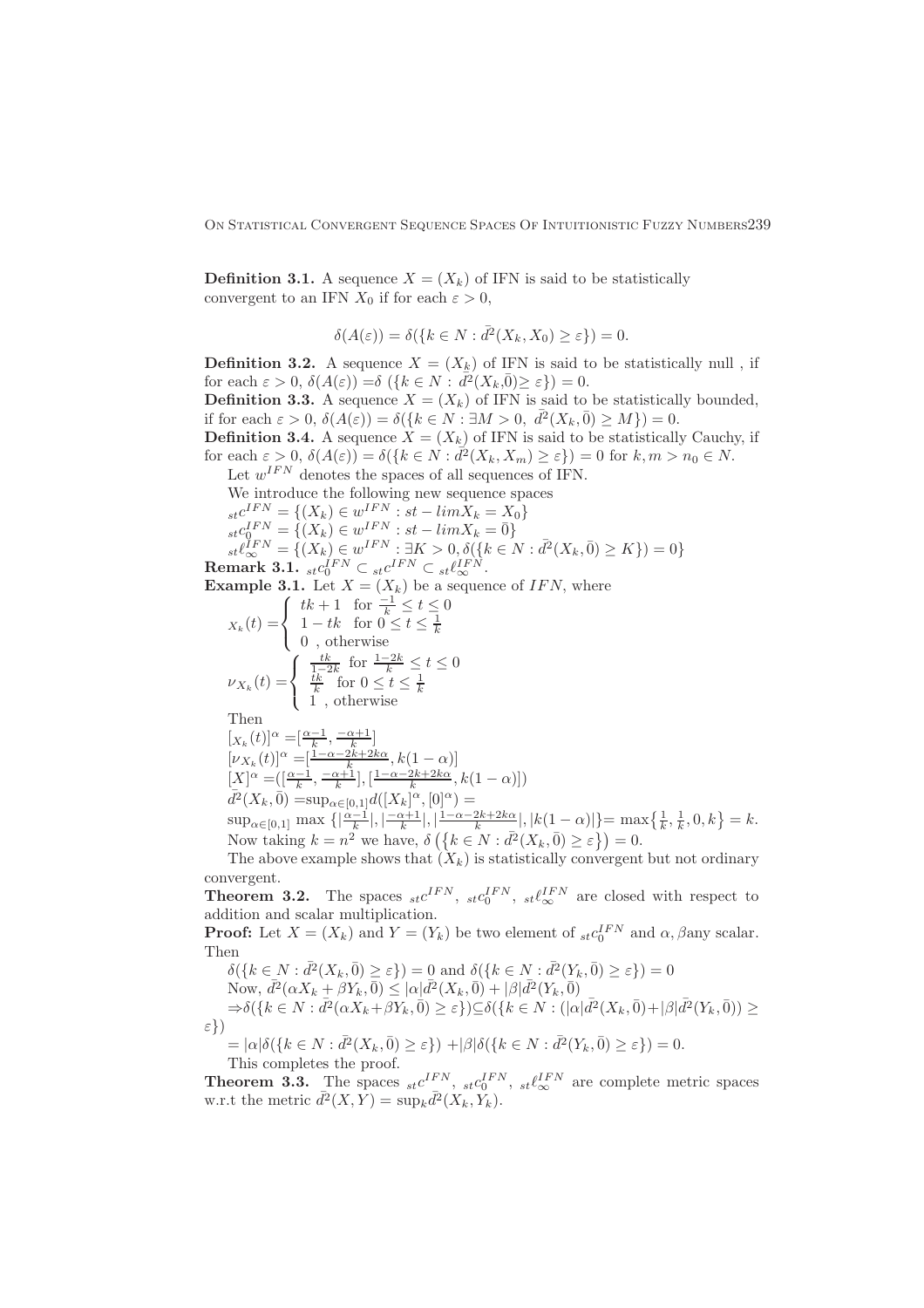**Definition 3.1.** A sequence $X = (X_k)$ of IFN is said to be statistically convergent to an IFN $X_0$ if for each $\varepsilon > 0$,

$$\delta(A(\varepsilon)) = \delta(\{k \in N : \bar{d}^2(X_k, X_0) \geq \varepsilon\}) = 0.$$

**Definition 3.2.** A sequence $X = (X_k)$ of IFN is said to be statistically null , if for each $\varepsilon > 0$, $\delta(A(\varepsilon)) = \delta$ $(\{k \in N : \bar{d}^2(X_k, \bar{0}) \geq \varepsilon\}) = 0$.

**Definition 3.3.** A sequence $X = (X_k)$ of IFN is said to be statistically bounded, if for each $\varepsilon > 0$, $\delta(A(\varepsilon)) = \delta(\{k \in N : \exists M > 0,\ \bar{d}^2(X_k, \bar{0}) \geq M\}) = 0$.

**Definition 3.4.** A sequence $X = (X_k)$ of IFN is said to be statistically Cauchy, if for each $\varepsilon > 0$, $\delta(A(\varepsilon)) = \delta(\{k \in N : \bar{d}^2(X_k, X_m) \geq \varepsilon\}) = 0$ for $k, m > n_0 \in N$.

Let $w^{IFN}$ denotes the spaces of all sequences of IFN.

We introduce the following new sequence spaces

${}_{st}c^{IFN} = \{(X_k) \in w^{IFN} : st - lim X_k = X_0\}$

${}_{st}c_0^{IFN} = \{(X_k) \in w^{IFN} : st - lim X_k = \bar{0}\}$

${}_{st}\ell_\infty^{IFN} = \{(X_k) \in w^{IFN} : \exists K > 0, \delta(\{k \in N : \bar{d}^2(X_k, \bar{0}) \geq K\}) = 0\}$

**Remark 3.1.** ${}_{st}c_0^{IFN} \subset {}_{st}c^{IFN} \subset {}_{st}\ell_\infty^{IFN}$.

**Example 3.1.** Let $X = (X_k)$ be a sequence of $IFN$, where

$$_{X_k}(t) = \begin{cases} tk + 1 & \text{for } \frac{-1}{k} \leq t \leq 0 \\ 1 - tk & \text{for } 0 \leq t \leq \frac{1}{k} \\ 0 \text{ , otherwise} & \end{cases}$$

$$\nu_{X_k}(t) = \begin{cases} \frac{tk}{1-2k} & \text{for } \frac{1-2k}{k} \leq t \leq 0 \\ \frac{tk}{k} & \text{for } 0 \leq t \leq \frac{1}{k} \\ 1 \text{ , otherwise} & \end{cases}$$

Then

$[_{X_k}(t)]^\alpha = [\frac{\alpha-1}{k}, \frac{-\alpha+1}{k}]$

$[\nu_{X_k}(t)]^\alpha = [\frac{1-\alpha-2k+2k\alpha}{k}, k(1-\alpha)]$

$[X]^\alpha = ([\frac{\alpha-1}{k}, \frac{-\alpha+1}{k}], [\frac{1-\alpha-2k+2k\alpha}{k}, k(1-\alpha)])$

$\bar{d}^2(X_k, \bar{0}) = \sup_{\alpha \in [0,1]} d([X_k]^\alpha, [0]^\alpha) =$

$\sup_{\alpha \in [0,1]} \max \{|\frac{\alpha-1}{k}|, |\frac{-\alpha+1}{k}|, |\frac{1-\alpha-2k+2k\alpha}{k}|, |k(1-\alpha)|\} = \max\{\frac{1}{k}, \frac{1}{k}, 0, k\} = k$.

Now taking $k = n^2$ we have, $\delta\left(\{k \in N : \bar{d}^2(X_k, \bar{0}) \geq \varepsilon\}\right) = 0$.

The above example shows that $(X_k)$ is statistically convergent but not ordinary convergent.

**Theorem 3.2.** The spaces ${}_{st}c^{IFN}$, ${}_{st}c_0^{IFN}$, ${}_{st}\ell_\infty^{IFN}$ are closed with respect to addition and scalar multiplication.

**Proof:** Let $X = (X_k)$ and $Y = (Y_k)$ be two element of ${}_{st}c_0^{IFN}$ and $\alpha, \beta$any scalar. Then

$\delta(\{k \in N : \bar{d}^2(X_k, \bar{0}) \geq \varepsilon\}) = 0$ and $\delta(\{k \in N : \bar{d}^2(Y_k, \bar{0}) \geq \varepsilon\}) = 0$

Now, $\bar{d}^2(\alpha X_k + \beta Y_k, \bar{0}) \leq |\alpha| \bar{d}^2(X_k, \bar{0}) + |\beta| \bar{d}^2(Y_k, \bar{0})$

$\Rightarrow \delta(\{k \in N : \bar{d}^2(\alpha X_k + \beta Y_k, \bar{0}) \geq \varepsilon\}) \subseteq \delta(\{k \in N : (|\alpha| \bar{d}^2(X_k, \bar{0}) + |\beta| \bar{d}^2(Y_k, \bar{0})) \geq \varepsilon\})$

$= |\alpha| \delta(\{k \in N : \bar{d}^2(X_k, \bar{0}) \geq \varepsilon\}) + |\beta| \delta(\{k \in N : \bar{d}^2(Y_k, \bar{0}) \geq \varepsilon\}) = 0$.

This completes the proof.

**Theorem 3.3.** The spaces ${}_{st}c^{IFN}$, ${}_{st}c_0^{IFN}$, ${}_{st}\ell_\infty^{IFN}$ are complete metric spaces w.r.t the metric $\bar{d}^2(X, Y) = \sup_k \bar{d}^2(X_k, Y_k)$.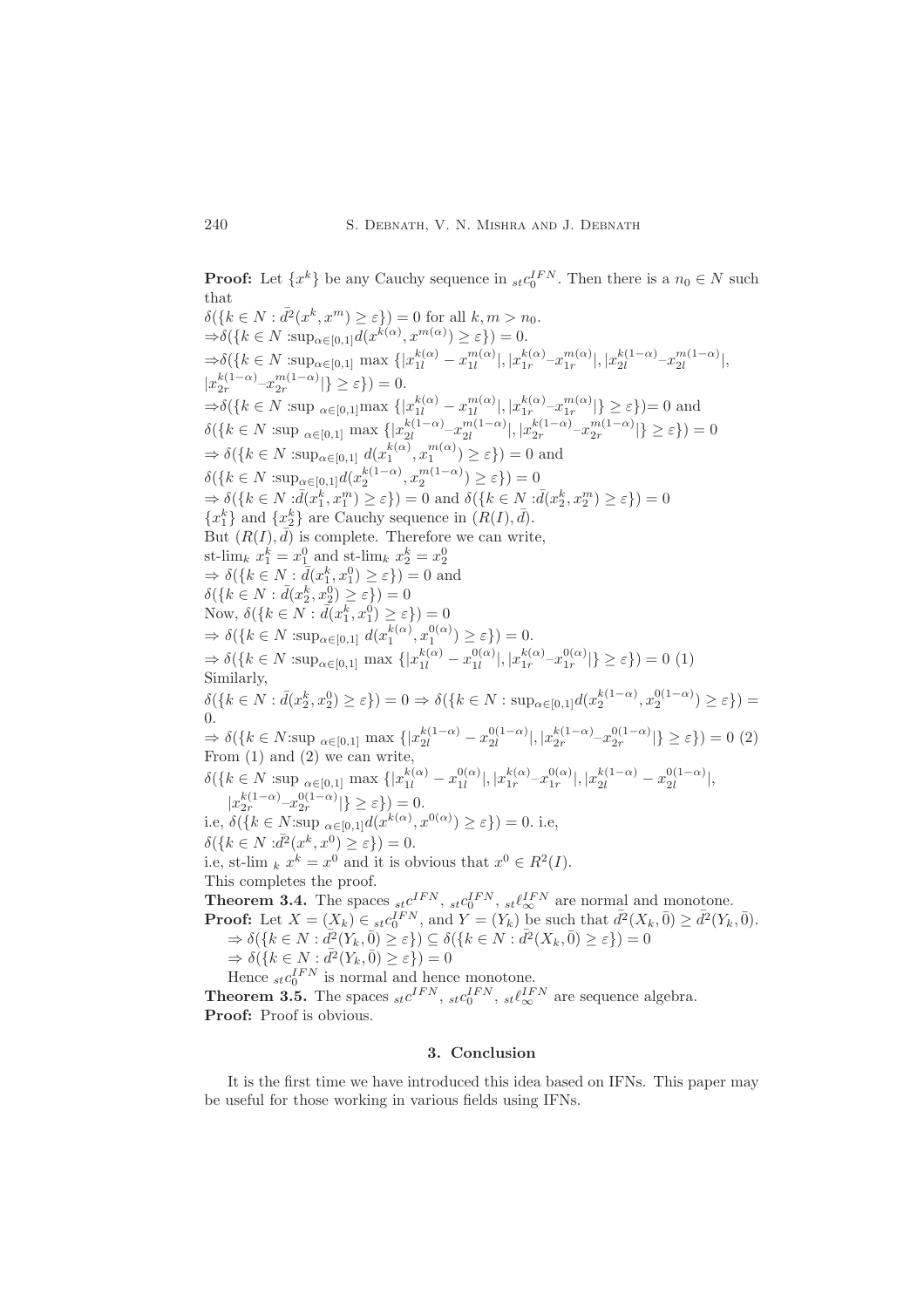**Proof:** Let $\{x^k\}$ be any Cauchy sequence in ${}_{st}c_0^{IFN}$. Then there is a $n_0 \in N$ such that

$\delta(\{k \in N : \bar{d}^2(x^k, x^m) \geq \varepsilon\}) = 0$ for all $k, m > n_0$.

$\Rightarrow \delta(\{k \in N : \sup_{\alpha \in [0,1]} d(x^{k(\alpha)}, x^{m(\alpha)}) \geq \varepsilon\}) = 0.$

$\Rightarrow \delta(\{k \in N : \sup_{\alpha \in [0,1]} \max \{|x_{1l}^{k(\alpha)} - x_{1l}^{m(\alpha)}|, |x_{1r}^{k(\alpha)} - x_{1r}^{m(\alpha)}|, |x_{2l}^{k(1-\alpha)} - x_{2l}^{m(1-\alpha)}|,$
$|x_{2r}^{k(1-\alpha)} - x_{2r}^{m(1-\alpha)}|\} \geq \varepsilon\}) = 0.$

$\Rightarrow \delta(\{k \in N : \sup_{\alpha \in [0,1]} \max \{|x_{1l}^{k(\alpha)} - x_{1l}^{m(\alpha)}|, |x_{1r}^{k(\alpha)} - x_{1r}^{m(\alpha)}|\} \geq \varepsilon\}) = 0$ and

$\delta(\{k \in N : \sup_{\alpha \in [0,1]} \max \{|x_{2l}^{k(1-\alpha)} - x_{2l}^{m(1-\alpha)}|, |x_{2r}^{k(1-\alpha)} - x_{2r}^{m(1-\alpha)}|\} \geq \varepsilon\}) = 0$

$\Rightarrow \delta(\{k \in N : \sup_{\alpha \in [0,1]} d(x_1^{k(\alpha)}, x_1^{m(\alpha)}) \geq \varepsilon\}) = 0$ and

$\delta(\{k \in N : \sup_{\alpha \in [0,1]} d(x_2^{k(1-\alpha)}, x_2^{m(1-\alpha)}) \geq \varepsilon\}) = 0$

$\Rightarrow \delta(\{k \in N : \bar{d}(x_1^k, x_1^m) \geq \varepsilon\}) = 0$ and $\delta(\{k \in N : \bar{d}(x_2^k, x_2^m) \geq \varepsilon\}) = 0$

$\{x_1^k\}$ and $\{x_2^k\}$ are Cauchy sequence in $(R(I), \bar{d})$.

But $(R(I), \bar{d})$ is complete. Therefore we can write,

st-$\lim_k x_1^k = x_1^0$ and st-$\lim_k x_2^k = x_2^0$

$\Rightarrow \delta(\{k \in N : \bar{d}(x_1^k, x_1^0) \geq \varepsilon\}) = 0$ and

$\delta(\{k \in N : \bar{d}(x_2^k, x_2^0) \geq \varepsilon\}) = 0$

Now, $\delta(\{k \in N : \bar{d}(x_1^k, x_1^0) \geq \varepsilon\}) = 0$

$\Rightarrow \delta(\{k \in N : \sup_{\alpha \in [0,1]} d(x_1^{k(\alpha)}, x_1^{0(\alpha)}) \geq \varepsilon\}) = 0.$

$\Rightarrow \delta(\{k \in N : \sup_{\alpha \in [0,1]} \max \{|x_{1l}^{k(\alpha)} - x_{1l}^{0(\alpha)}|, |x_{1r}^{k(\alpha)} - x_{1r}^{0(\alpha)}|\} \geq \varepsilon\}) = 0$ (1)

Similarly,

$\delta(\{k \in N : \bar{d}(x_2^k, x_2^0) \geq \varepsilon\}) = 0 \Rightarrow \delta(\{k \in N : \sup_{\alpha \in [0,1]} d(x_2^{k(1-\alpha)}, x_2^{0(1-\alpha)}) \geq \varepsilon\}) = 0.$

$\Rightarrow \delta(\{k \in N : \sup_{\alpha \in [0,1]} \max \{|x_{2l}^{k(1-\alpha)} - x_{2l}^{0(1-\alpha)}|, |x_{2r}^{k(1-\alpha)} - x_{2r}^{0(1-\alpha)}|\} \geq \varepsilon\}) = 0$ (2)

From (1) and (2) we can write,

$\delta(\{k \in N : \sup_{\alpha \in [0,1]} \max \{|x_{1l}^{k(\alpha)} - x_{1l}^{0(\alpha)}|, |x_{1r}^{k(\alpha)} - x_{1r}^{0(\alpha)}|, |x_{2l}^{k(1-\alpha)} - x_{2l}^{0(1-\alpha)}|,$
$|x_{2r}^{k(1-\alpha)} - x_{2r}^{0(1-\alpha)}|\} \geq \varepsilon\}) = 0.$

i.e, $\delta(\{k \in N : \sup_{\alpha \in [0,1]} d(x^{k(\alpha)}, x^{0(\alpha)}) \geq \varepsilon\}) = 0$. i.e,

$\delta(\{k \in N : \bar{d}^2(x^k, x^0) \geq \varepsilon\}) = 0.$

i.e, st-$\lim_k x^k = x^0$ and it is obvious that $x^0 \in R^2(I)$.

This completes the proof.

**Theorem 3.4.** The spaces ${}_{st}c^{IFN}$, ${}_{st}c_0^{IFN}$, ${}_{st}\ell_\infty^{IFN}$ are normal and monotone.

**Proof:** Let $X = (X_k) \in {}_{st}c_0^{IFN}$, and $Y = (Y_k)$ be such that $\bar{d}^2(X_k, \bar{0}) \geq \bar{d}^2(Y_k, \bar{0})$.

$\Rightarrow \delta(\{k \in N : \bar{d}^2(Y_k, \bar{0}) \geq \varepsilon\}) \subseteq \delta(\{k \in N : \bar{d}^2(X_k, \bar{0}) \geq \varepsilon\}) = 0$

$\Rightarrow \delta(\{k \in N : \bar{d}^2(Y_k, \bar{0}) \geq \varepsilon\}) = 0$

Hence ${}_{st}c_0^{IFN}$ is normal and hence monotone.

**Theorem 3.5.** The spaces ${}_{st}c^{IFN}$, ${}_{st}c_0^{IFN}$, ${}_{st}\ell_\infty^{IFN}$ are sequence algebra.

**Proof:** Proof is obvious.

## 3. Conclusion

It is the first time we have introduced this idea based on IFNs. This paper may be useful for those working in various fields using IFNs.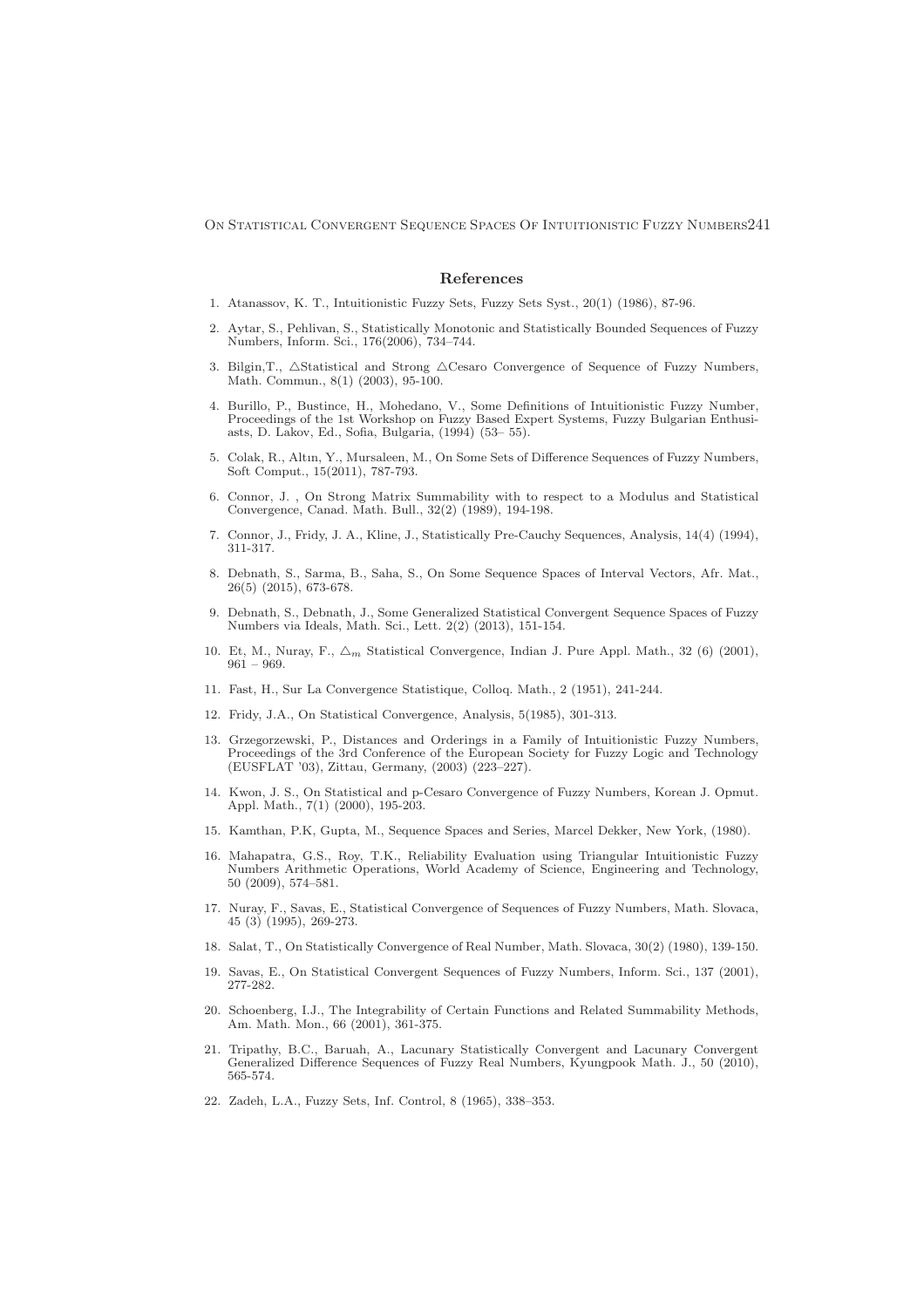## References

1. Atanassov, K. T., Intuitionistic Fuzzy Sets, Fuzzy Sets Syst., 20(1) (1986), 87-96.
2. Aytar, S., Pehlivan, S., Statistically Monotonic and Statistically Bounded Sequences of Fuzzy Numbers, Inform. Sci., 176(2006), 734–744.
3. Bilgin,T., $\triangle$Statistical and Strong $\triangle$Cesaro Convergence of Sequence of Fuzzy Numbers, Math. Commun., 8(1) (2003), 95-100.
4. Burillo, P., Bustince, H., Mohedano, V., Some Definitions of Intuitionistic Fuzzy Number, Proceedings of the 1st Workshop on Fuzzy Based Expert Systems, Fuzzy Bulgarian Enthusiasts, D. Lakov, Ed., Sofia, Bulgaria, (1994) (53– 55).
5. Colak, R., Altın, Y., Mursaleen, M., On Some Sets of Difference Sequences of Fuzzy Numbers, Soft Comput., 15(2011), 787-793.
6. Connor, J. , On Strong Matrix Summability with to respect to a Modulus and Statistical Convergence, Canad. Math. Bull., 32(2) (1989), 194-198.
7. Connor, J., Fridy, J. A., Kline, J., Statistically Pre-Cauchy Sequences, Analysis, 14(4) (1994), 311-317.
8. Debnath, S., Sarma, B., Saha, S., On Some Sequence Spaces of Interval Vectors, Afr. Mat., 26(5) (2015), 673-678.
9. Debnath, S., Debnath, J., Some Generalized Statistical Convergent Sequence Spaces of Fuzzy Numbers via Ideals, Math. Sci., Lett. 2(2) (2013), 151-154.
10. Et, M., Nuray, F., $\triangle_m$ Statistical Convergence, Indian J. Pure Appl. Math., 32 (6) (2001), 961 – 969.
11. Fast, H., Sur La Convergence Statistique, Colloq. Math., 2 (1951), 241-244.
12. Fridy, J.A., On Statistical Convergence, Analysis, 5(1985), 301-313.
13. Grzegorzewski, P., Distances and Orderings in a Family of Intuitionistic Fuzzy Numbers, Proceedings of the 3rd Conference of the European Society for Fuzzy Logic and Technology (EUSFLAT '03), Zittau, Germany, (2003) (223–227).
14. Kwon, J. S., On Statistical and p-Cesaro Convergence of Fuzzy Numbers, Korean J. Opmut. Appl. Math., 7(1) (2000), 195-203.
15. Kamthan, P.K, Gupta, M., Sequence Spaces and Series, Marcel Dekker, New York, (1980).
16. Mahapatra, G.S., Roy, T.K., Reliability Evaluation using Triangular Intuitionistic Fuzzy Numbers Arithmetic Operations, World Academy of Science, Engineering and Technology, 50 (2009), 574–581.
17. Nuray, F., Savas, E., Statistical Convergence of Sequences of Fuzzy Numbers, Math. Slovaca, 45 (3) (1995), 269-273.
18. Salat, T., On Statistically Convergence of Real Number, Math. Slovaca, 30(2) (1980), 139-150.
19. Savas, E., On Statistical Convergent Sequences of Fuzzy Numbers, Inform. Sci., 137 (2001), 277-282.
20. Schoenberg, I.J., The Integrability of Certain Functions and Related Summability Methods, Am. Math. Mon., 66 (2001), 361-375.
21. Tripathy, B.C., Baruah, A., Lacunary Statistically Convergent and Lacunary Convergent Generalized Difference Sequences of Fuzzy Real Numbers, Kyungpook Math. J., 50 (2010), 565-574.
22. Zadeh, L.A., Fuzzy Sets, Inf. Control, 8 (1965), 338–353.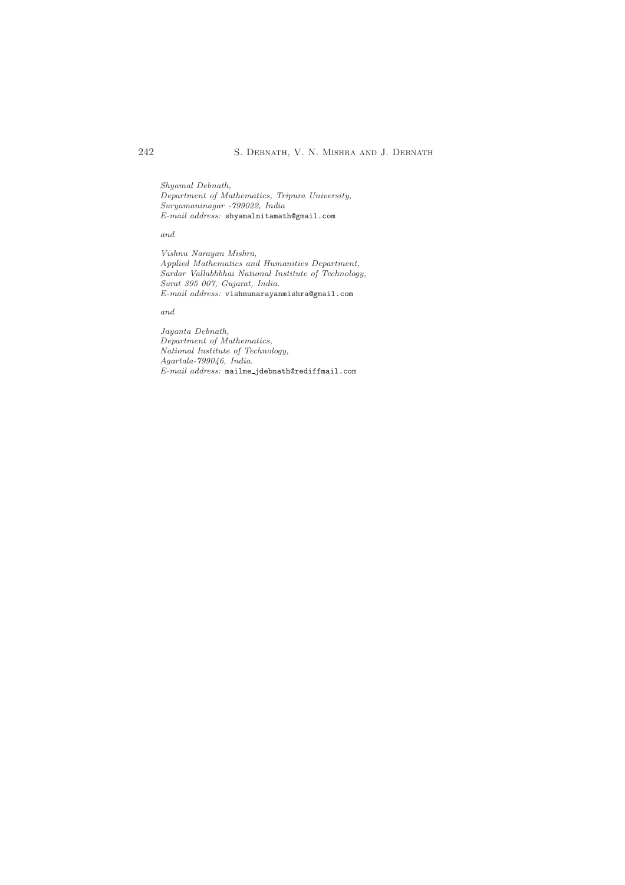*Shyamal Debnath,*
*Department of Mathematics, Tripura University,*
*Suryamaninagar -799022, India*
*E-mail address:* shyamalnitamath@gmail.com

*and*

*Vishnu Narayan Mishra,*
*Applied Mathematics and Humanities Department,*
*Sardar Vallabhbhai National Institute of Technology,*
*Surat 395 007, Gujarat, India.*
*E-mail address:* vishnunarayanmishra@gmail.com

*and*

*Jayanta Debnath,*
*Department of Mathematics,*
*National Institute of Technology,*
*Agartala-799046, India.*
*E-mail address:* mailme_jdebnath@rediffmail.com